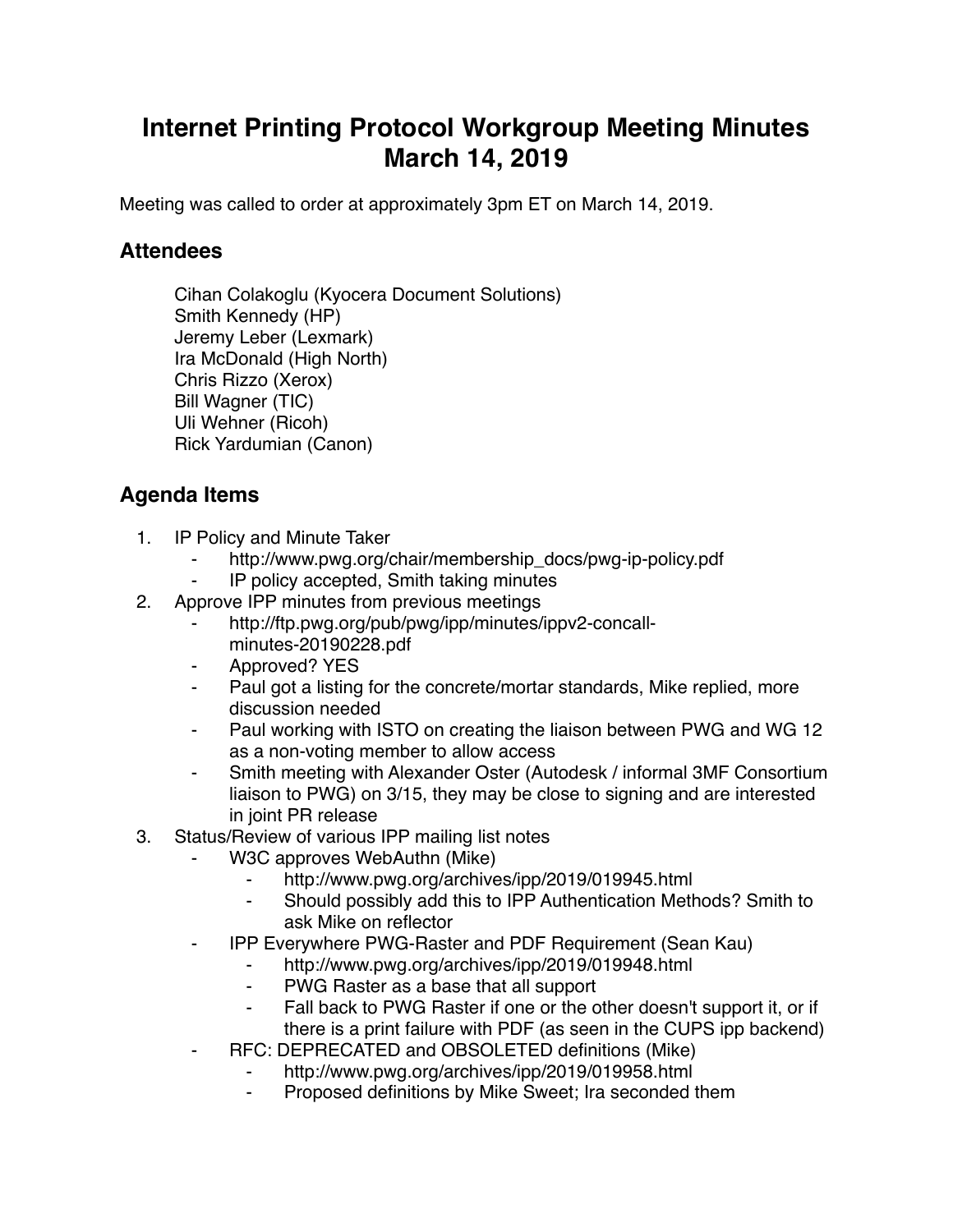# Internet Printing Protocol Workgroup Meeting Minutes March 14, 2019

Meeting was called to order at approximately 3pm ET on March 14, 2019.

## Attendees

Cihan Colakoglu (Kyocera Document Solutions)
Smith Kennedy (HP)
Jeremy Leber (Lexmark)
Ira McDonald (High North)
Chris Rizzo (Xerox)
Bill Wagner (TIC)
Uli Wehner (Ricoh)
Rick Yardumian (Canon)

## Agenda Items

1. IP Policy and Minute Taker
    - http://www.pwg.org/chair/membership_docs/pwg-ip-policy.pdf
    - IP policy accepted, Smith taking minutes
2. Approve IPP minutes from previous meetings
    - http://ftp.pwg.org/pub/pwg/ipp/minutes/ippv2-concall-minutes-20190228.pdf
    - Approved? YES
    - Paul got a listing for the concrete/mortar standards, Mike replied, more discussion needed
    - Paul working with ISTO on creating the liaison between PWG and WG 12 as a non-voting member to allow access
    - Smith meeting with Alexander Oster (Autodesk / informal 3MF Consortium liaison to PWG) on 3/15, they may be close to signing and are interested in joint PR release
3. Status/Review of various IPP mailing list notes
    - W3C approves WebAuthn (Mike)
        - http://www.pwg.org/archives/ipp/2019/019945.html
        - Should possibly add this to IPP Authentication Methods? Smith to ask Mike on reflector
    - IPP Everywhere PWG-Raster and PDF Requirement (Sean Kau)
        - http://www.pwg.org/archives/ipp/2019/019948.html
        - PWG Raster as a base that all support
        - Fall back to PWG Raster if one or the other doesn't support it, or if there is a print failure with PDF (as seen in the CUPS ipp backend)
    - RFC: DEPRECATED and OBSOLETED definitions (Mike)
        - http://www.pwg.org/archives/ipp/2019/019958.html
        - Proposed definitions by Mike Sweet; Ira seconded them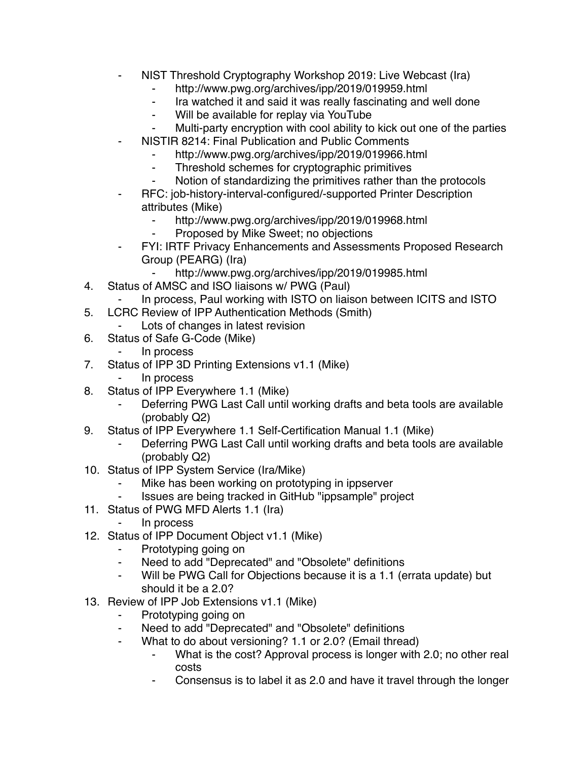- NIST Threshold Cryptography Workshop 2019: Live Webcast (Ira)
    - http://www.pwg.org/archives/ipp/2019/019959.html
    - Ira watched it and said it was really fascinating and well done
    - Will be available for replay via YouTube
    - Multi-party encryption with cool ability to kick out one of the parties
- NISTIR 8214: Final Publication and Public Comments
    - http://www.pwg.org/archives/ipp/2019/019966.html
    - Threshold schemes for cryptographic primitives
    - Notion of standardizing the primitives rather than the protocols
- RFC: job-history-interval-configured/-supported Printer Description attributes (Mike)
    - http://www.pwg.org/archives/ipp/2019/019968.html
    - Proposed by Mike Sweet; no objections
- FYI: IRTF Privacy Enhancements and Assessments Proposed Research Group (PEARG) (Ira)
    - http://www.pwg.org/archives/ipp/2019/019985.html

4. Status of AMSC and ISO liaisons w/ PWG (Paul)
    - In process, Paul working with ISTO on liaison between ICITS and ISTO
5. LCRC Review of IPP Authentication Methods (Smith)
    - Lots of changes in latest revision
6. Status of Safe G-Code (Mike)
    - In process
7. Status of IPP 3D Printing Extensions v1.1 (Mike)
    - In process
8. Status of IPP Everywhere 1.1 (Mike)
    - Deferring PWG Last Call until working drafts and beta tools are available (probably Q2)
9. Status of IPP Everywhere 1.1 Self-Certification Manual 1.1 (Mike)
    - Deferring PWG Last Call until working drafts and beta tools are available (probably Q2)
10. Status of IPP System Service (Ira/Mike)
    - Mike has been working on prototyping in ippserver
    - Issues are being tracked in GitHub "ippsample" project
11. Status of PWG MFD Alerts 1.1 (Ira)
    - In process
12. Status of IPP Document Object v1.1 (Mike)
    - Prototyping going on
    - Need to add "Deprecated" and "Obsolete" definitions
    - Will be PWG Call for Objections because it is a 1.1 (errata update) but should it be a 2.0?
13. Review of IPP Job Extensions v1.1 (Mike)
    - Prototyping going on
    - Need to add "Deprecated" and "Obsolete" definitions
    - What to do about versioning? 1.1 or 2.0? (Email thread)
        - What is the cost? Approval process is longer with 2.0; no other real costs
        - Consensus is to label it as 2.0 and have it travel through the longer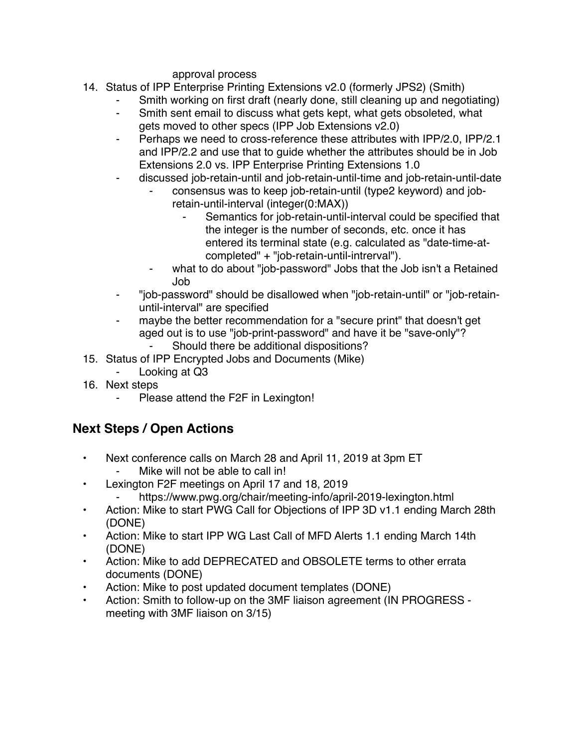approval process

14. Status of IPP Enterprise Printing Extensions v2.0 (formerly JPS2) (Smith)
    - Smith working on first draft (nearly done, still cleaning up and negotiating)
    - Smith sent email to discuss what gets kept, what gets obsoleted, what gets moved to other specs (IPP Job Extensions v2.0)
    - Perhaps we need to cross-reference these attributes with IPP/2.0, IPP/2.1 and IPP/2.2 and use that to guide whether the attributes should be in Job Extensions 2.0 vs. IPP Enterprise Printing Extensions 1.0
    - discussed job-retain-until and job-retain-until-time and job-retain-until-date
        - consensus was to keep job-retain-until (type2 keyword) and job-retain-until-interval (integer(0:MAX))
            - Semantics for job-retain-until-interval could be specified that the integer is the number of seconds, etc. once it has entered its terminal state (e.g. calculated as "date-time-at-completed" + "job-retain-until-intrerval").
        - what to do about "job-password" Jobs that the Job isn't a Retained Job
    - "job-password" should be disallowed when "job-retain-until" or "job-retain-until-interval" are specified
    - maybe the better recommendation for a "secure print" that doesn't get aged out is to use "job-print-password" and have it be "save-only"?
        - Should there be additional dispositions?
15. Status of IPP Encrypted Jobs and Documents (Mike)
    - Looking at Q3
16. Next steps
    - Please attend the F2F in Lexington!

## Next Steps / Open Actions

- Next conference calls on March 28 and April 11, 2019 at 3pm ET
    - Mike will not be able to call in!
- Lexington F2F meetings on April 17 and 18, 2019
    - https://www.pwg.org/chair/meeting-info/april-2019-lexington.html
- Action: Mike to start PWG Call for Objections of IPP 3D v1.1 ending March 28th (DONE)
- Action: Mike to start IPP WG Last Call of MFD Alerts 1.1 ending March 14th (DONE)
- Action: Mike to add DEPRECATED and OBSOLETE terms to other errata documents (DONE)
- Action: Mike to post updated document templates (DONE)
- Action: Smith to follow-up on the 3MF liaison agreement (IN PROGRESS - meeting with 3MF liaison on 3/15)